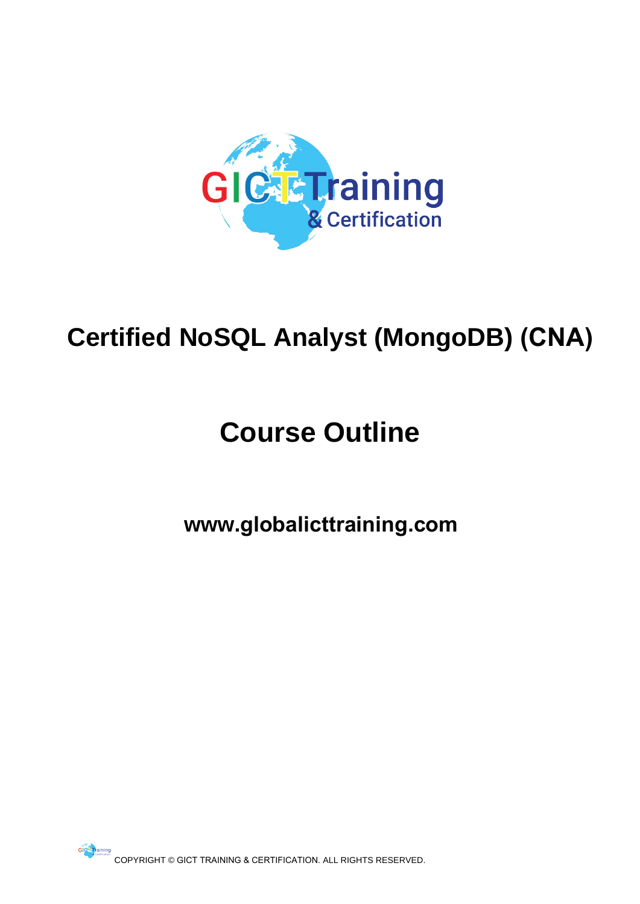# Certified NoSQL Analyst (MongoDB) (CNA)

# Course Outline

**www.globalicttraining.com**

COPYRIGHT © GICT TRAINING & CERTIFICATION. ALL RIGHTS RESERVED.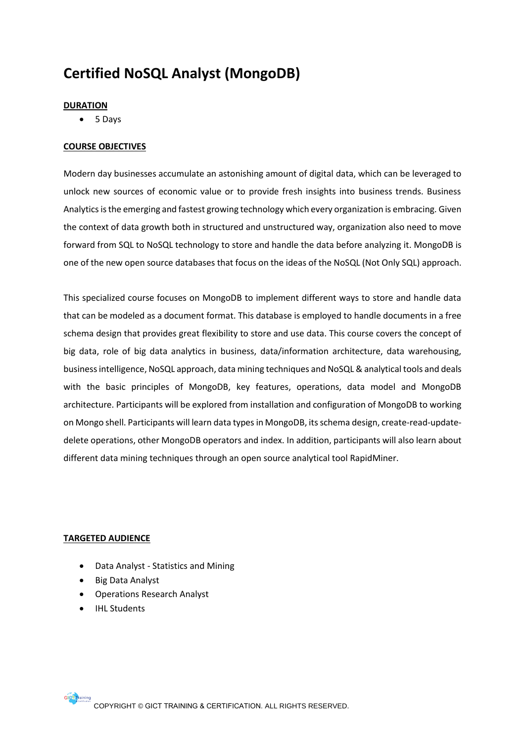# Certified NoSQL Analyst (MongoDB)

**DURATION**

- 5 Days

**COURSE OBJECTIVES**

Modern day businesses accumulate an astonishing amount of digital data, which can be leveraged to unlock new sources of economic value or to provide fresh insights into business trends. Business Analytics is the emerging and fastest growing technology which every organization is embracing. Given the context of data growth both in structured and unstructured way, organization also need to move forward from SQL to NoSQL technology to store and handle the data before analyzing it. MongoDB is one of the new open source databases that focus on the ideas of the NoSQL (Not Only SQL) approach.

This specialized course focuses on MongoDB to implement different ways to store and handle data that can be modeled as a document format. This database is employed to handle documents in a free schema design that provides great flexibility to store and use data. This course covers the concept of big data, role of big data analytics in business, data/information architecture, data warehousing, business intelligence, NoSQL approach, data mining techniques and NoSQL & analytical tools and deals with the basic principles of MongoDB, key features, operations, data model and MongoDB architecture. Participants will be explored from installation and configuration of MongoDB to working on Mongo shell. Participants will learn data types in MongoDB, its schema design, create-read-update-delete operations, other MongoDB operators and index. In addition, participants will also learn about different data mining techniques through an open source analytical tool RapidMiner.

**TARGETED AUDIENCE**

- Data Analyst - Statistics and Mining
- Big Data Analyst
- Operations Research Analyst
- IHL Students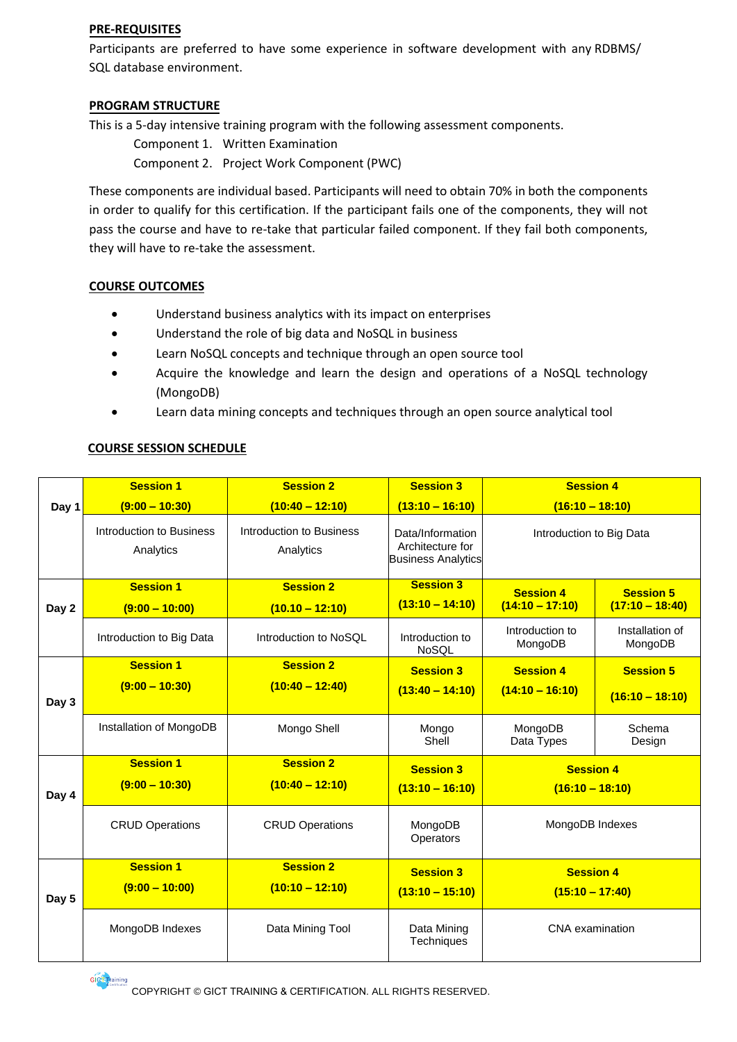## PRE-REQUISITES

Participants are preferred to have some experience in software development with any RDBMS/ SQL database environment.

## PROGRAM STRUCTURE

This is a 5-day intensive training program with the following assessment components.

Component 1. Written Examination

Component 2. Project Work Component (PWC)

These components are individual based. Participants will need to obtain 70% in both the components in order to qualify for this certification. If the participant fails one of the components, they will not pass the course and have to re-take that particular failed component. If they fail both components, they will have to re-take the assessment.

## COURSE OUTCOMES

- Understand business analytics with its impact on enterprises
- Understand the role of big data and NoSQL in business
- Learn NoSQL concepts and technique through an open source tool
- Acquire the knowledge and learn the design and operations of a NoSQL technology (MongoDB)
- Learn data mining concepts and techniques through an open source analytical tool

## COURSE SESSION SCHEDULE

| Day | | | | | |
|---|---|---|---|---|---|
| Day 1 | **Session 1 (9:00 – 10:30)** | **Session 2 (10:40 – 12:10)** | **Session 3 (13:10 – 16:10)** | **Session 4 (16:10 – 18:10)** | |
| | Introduction to Business Analytics | Introduction to Business Analytics | Data/Information Architecture for Business Analytics | Introduction to Big Data | |
| Day 2 | **Session 1 (9:00 – 10:00)** | **Session 2 (10.10 – 12:10)** | **Session 3 (13:10 – 14:10)** | **Session 4 (14:10 – 17:10)** | **Session 5 (17:10 – 18:40)** |
| | Introduction to Big Data | Introduction to NoSQL | Introduction to NoSQL | Introduction to MongoDB | Installation of MongoDB |
| Day 3 | **Session 1 (9:00 – 10:30)** | **Session 2 (10:40 – 12:40)** | **Session 3 (13:40 – 14:10)** | **Session 4 (14:10 – 16:10)** | **Session 5 (16:10 – 18:10)** |
| | Installation of MongoDB | Mongo Shell | Mongo Shell | MongoDB Data Types | Schema Design |
| Day 4 | **Session 1 (9:00 – 10:30)** | **Session 2 (10:40 – 12:10)** | **Session 3 (13:10 – 16:10)** | **Session 4 (16:10 – 18:10)** | |
| | CRUD Operations | CRUD Operations | MongoDB Operators | MongoDB Indexes | |
| Day 5 | **Session 1 (9:00 – 10:00)** | **Session 2 (10:10 – 12:10)** | **Session 3 (13:10 – 15:10)** | **Session 4 (15:10 – 17:40)** | |
| | MongoDB Indexes | Data Mining Tool | Data Mining Techniques | CNA examination | |

COPYRIGHT © GICT TRAINING & CERTIFICATION. ALL RIGHTS RESERVED.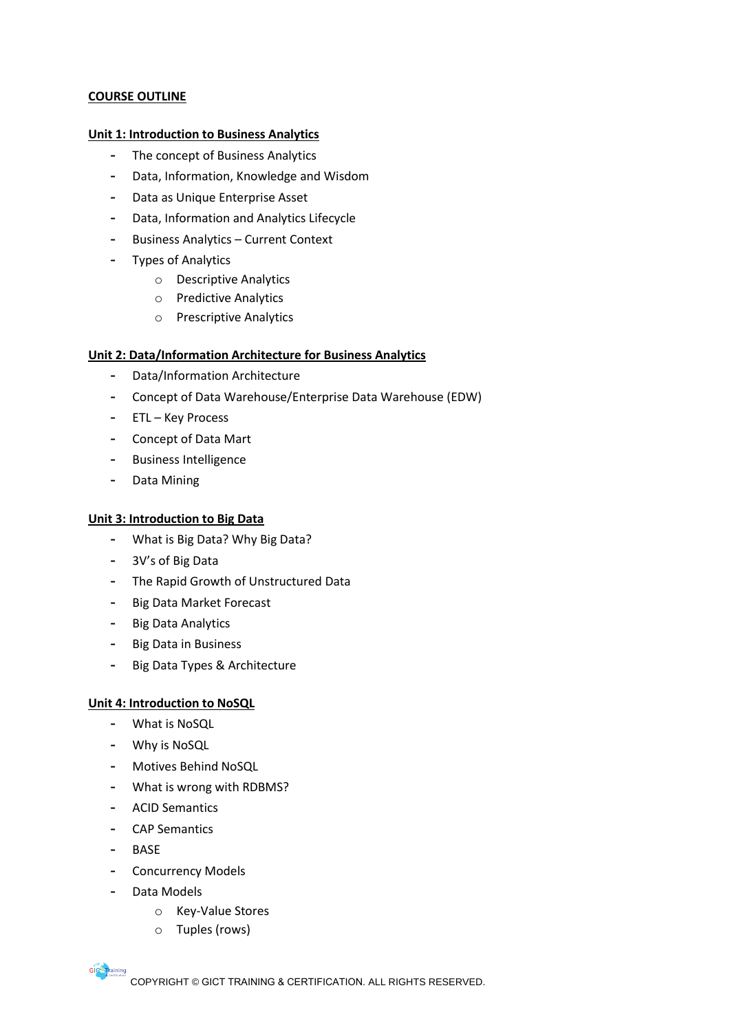**COURSE OUTLINE**

**Unit 1: Introduction to Business Analytics**

- The concept of Business Analytics
- Data, Information, Knowledge and Wisdom
- Data as Unique Enterprise Asset
- Data, Information and Analytics Lifecycle
- Business Analytics – Current Context
- Types of Analytics
  - Descriptive Analytics
  - Predictive Analytics
  - Prescriptive Analytics

**Unit 2: Data/Information Architecture for Business Analytics**

- Data/Information Architecture
- Concept of Data Warehouse/Enterprise Data Warehouse (EDW)
- ETL – Key Process
- Concept of Data Mart
- Business Intelligence
- Data Mining

**Unit 3: Introduction to Big Data**

- What is Big Data? Why Big Data?
- 3V's of Big Data
- The Rapid Growth of Unstructured Data
- Big Data Market Forecast
- Big Data Analytics
- Big Data in Business
- Big Data Types & Architecture

**Unit 4: Introduction to NoSQL**

- What is NoSQL
- Why is NoSQL
- Motives Behind NoSQL
- What is wrong with RDBMS?
- ACID Semantics
- CAP Semantics
- BASE
- Concurrency Models
- Data Models
  - Key-Value Stores
  - Tuples (rows)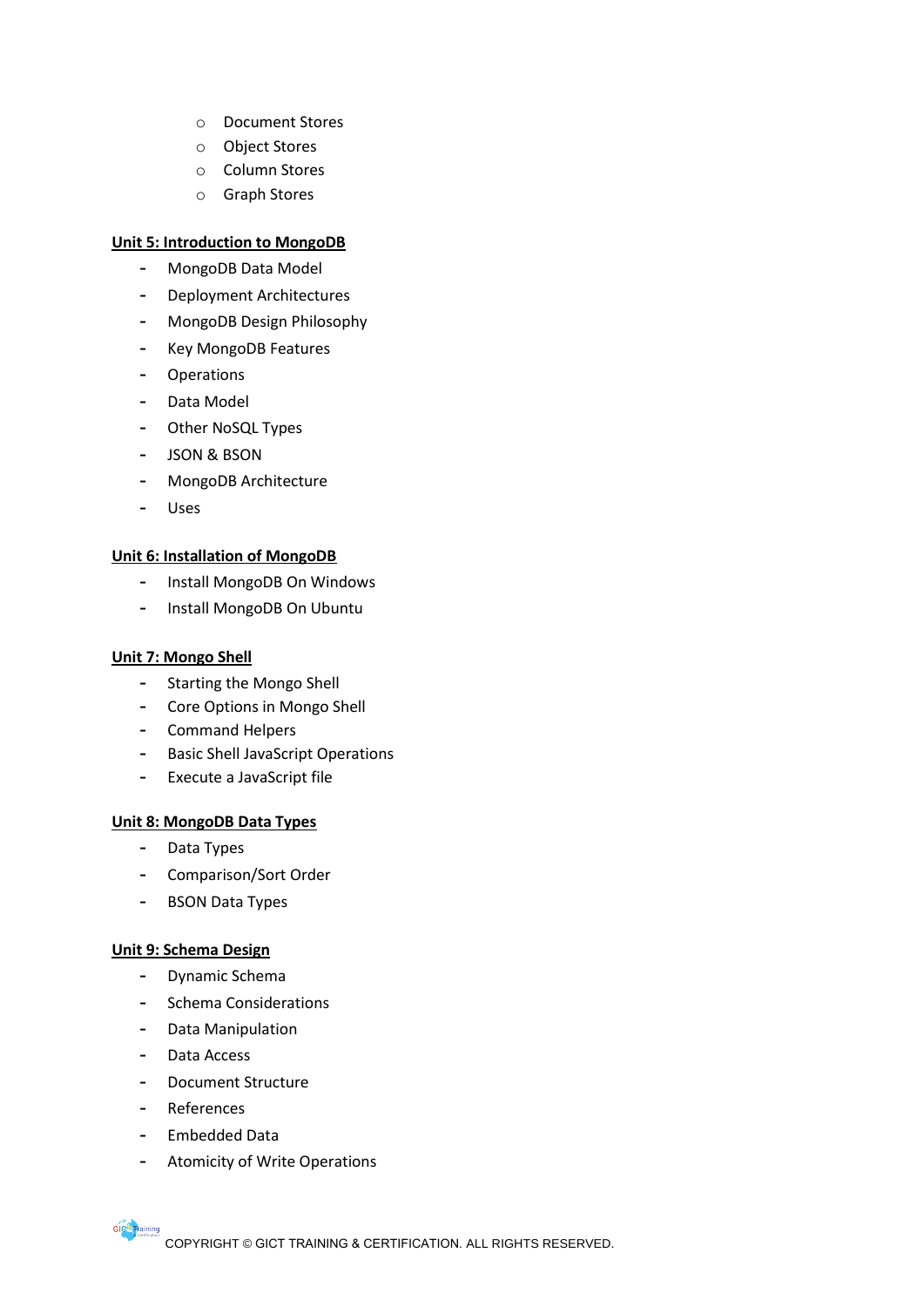- Document Stores
  - Object Stores
  - Column Stores
  - Graph Stores

**Unit 5: Introduction to MongoDB**

- MongoDB Data Model
- Deployment Architectures
- MongoDB Design Philosophy
- Key MongoDB Features
- Operations
- Data Model
- Other NoSQL Types
- JSON & BSON
- MongoDB Architecture
- Uses

**Unit 6: Installation of MongoDB**

- Install MongoDB On Windows
- Install MongoDB On Ubuntu

**Unit 7: Mongo Shell**

- Starting the Mongo Shell
- Core Options in Mongo Shell
- Command Helpers
- Basic Shell JavaScript Operations
- Execute a JavaScript file

**Unit 8: MongoDB Data Types**

- Data Types
- Comparison/Sort Order
- BSON Data Types

**Unit 9: Schema Design**

- Dynamic Schema
- Schema Considerations
- Data Manipulation
- Data Access
- Document Structure
- References
- Embedded Data
- Atomicity of Write Operations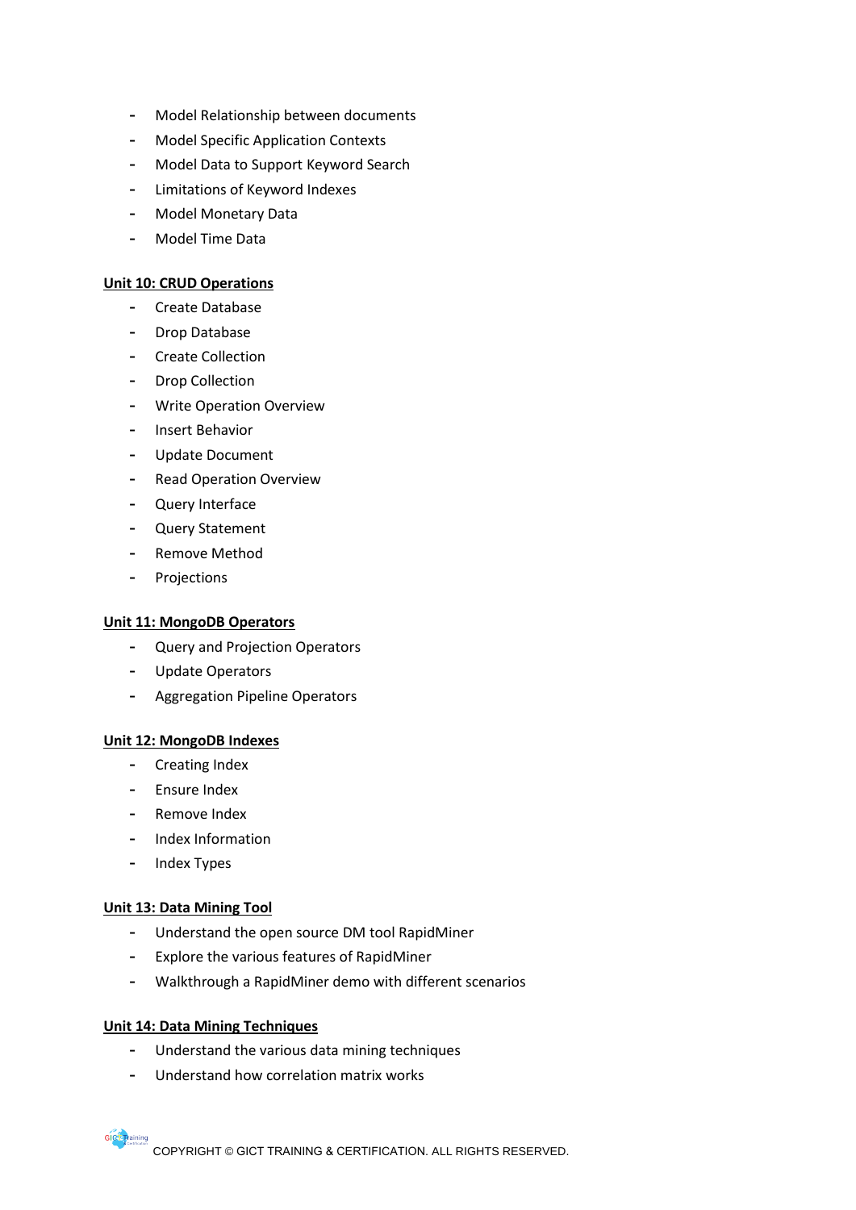- Model Relationship between documents
- Model Specific Application Contexts
- Model Data to Support Keyword Search
- Limitations of Keyword Indexes
- Model Monetary Data
- Model Time Data

**Unit 10: CRUD Operations**

- Create Database
- Drop Database
- Create Collection
- Drop Collection
- Write Operation Overview
- Insert Behavior
- Update Document
- Read Operation Overview
- Query Interface
- Query Statement
- Remove Method
- Projections

**Unit 11: MongoDB Operators**

- Query and Projection Operators
- Update Operators
- Aggregation Pipeline Operators

**Unit 12: MongoDB Indexes**

- Creating Index
- Ensure Index
- Remove Index
- Index Information
- Index Types

**Unit 13: Data Mining Tool**

- Understand the open source DM tool RapidMiner
- Explore the various features of RapidMiner
- Walkthrough a RapidMiner demo with different scenarios

**Unit 14: Data Mining Techniques**

- Understand the various data mining techniques
- Understand how correlation matrix works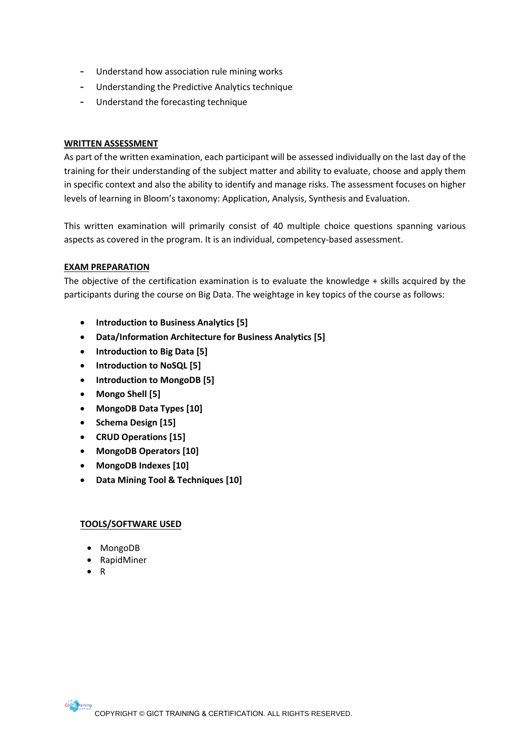- Understand how association rule mining works
- Understanding the Predictive Analytics technique
- Understand the forecasting technique

## WRITTEN ASSESSMENT

As part of the written examination, each participant will be assessed individually on the last day of the training for their understanding of the subject matter and ability to evaluate, choose and apply them in specific context and also the ability to identify and manage risks. The assessment focuses on higher levels of learning in Bloom's taxonomy: Application, Analysis, Synthesis and Evaluation.

This written examination will primarily consist of 40 multiple choice questions spanning various aspects as covered in the program. It is an individual, competency-based assessment.

## EXAM PREPARATION

The objective of the certification examination is to evaluate the knowledge + skills acquired by the participants during the course on Big Data. The weightage in key topics of the course as follows:

- **Introduction to Business Analytics [5]**
- **Data/Information Architecture for Business Analytics [5]**
- **Introduction to Big Data [5]**
- **Introduction to NoSQL [5]**
- **Introduction to MongoDB [5]**
- **Mongo Shell [5]**
- **MongoDB Data Types [10]**
- **Schema Design [15]**
- **CRUD Operations [15]**
- **MongoDB Operators [10]**
- **MongoDB Indexes [10]**
- **Data Mining Tool & Techniques [10]**

## TOOLS/SOFTWARE USED

- MongoDB
- RapidMiner
- R